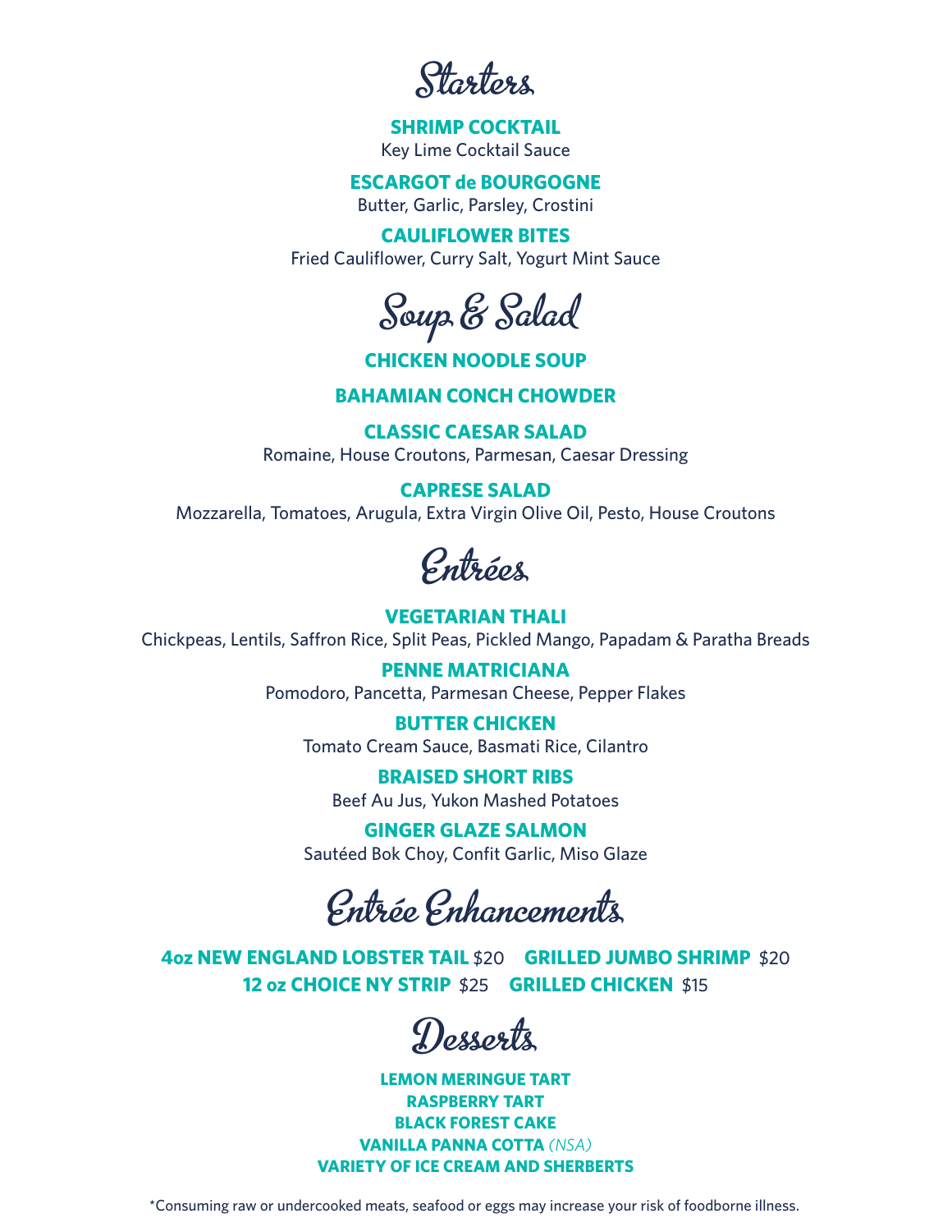# Starters

**SHRIMP COCKTAIL**
Key Lime Cocktail Sauce

**ESCARGOT de BOURGOGNE**
Butter, Garlic, Parsley, Crostini

**CAULIFLOWER BITES**
Fried Cauliflower, Curry Salt, Yogurt Mint Sauce

# Soup & Salad

**CHICKEN NOODLE SOUP**

**BAHAMIAN CONCH CHOWDER**

**CLASSIC CAESAR SALAD**
Romaine, House Croutons, Parmesan, Caesar Dressing

**CAPRESE SALAD**
Mozzarella, Tomatoes, Arugula, Extra Virgin Olive Oil, Pesto, House Croutons

# Entrées

**VEGETARIAN THALI**
Chickpeas, Lentils, Saffron Rice, Split Peas, Pickled Mango, Papadam & Paratha Breads

**PENNE MATRICIANA**
Pomodoro, Pancetta, Parmesan Cheese, Pepper Flakes

**BUTTER CHICKEN**
Tomato Cream Sauce, Basmati Rice, Cilantro

**BRAISED SHORT RIBS**
Beef Au Jus, Yukon Mashed Potatoes

**GINGER GLAZE SALMON**
Sautéed Bok Choy, Confit Garlic, Miso Glaze

# Entrée Enhancements

**4oz NEW ENGLAND LOBSTER TAIL** $20 **GRILLED JUMBO SHRIMP** $20
**12 oz CHOICE NY STRIP** $25 **GRILLED CHICKEN** $15

# Desserts

**LEMON MERINGUE TART**
**RASPBERRY TART**
**BLACK FOREST CAKE**
**VANILLA PANNA COTTA** *(NSA)*
**VARIETY OF ICE CREAM AND SHERBERTS**

*Consuming raw or undercooked meats, seafood or eggs may increase your risk of foodborne illness.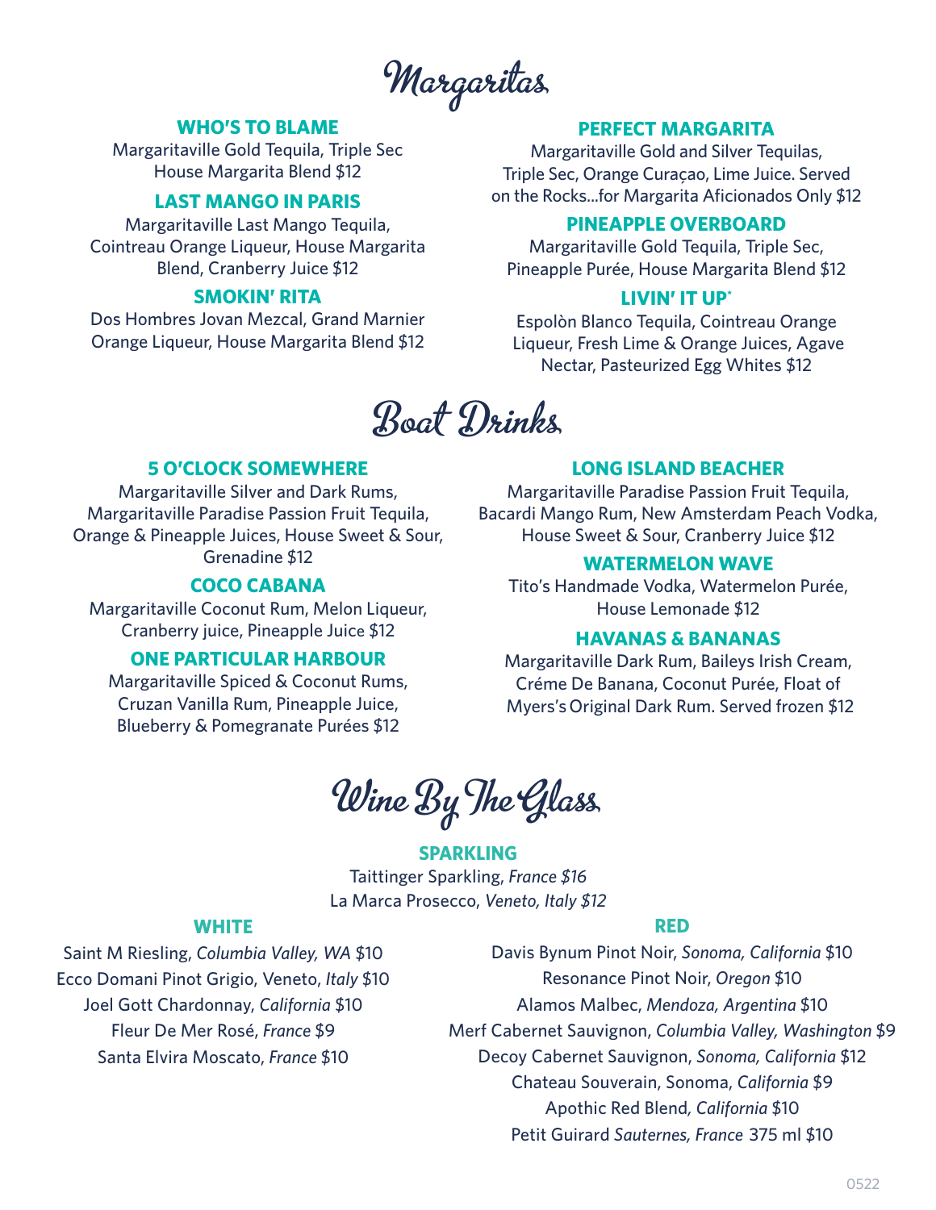# Margaritas

### WHO'S TO BLAME
Margaritaville Gold Tequila, Triple Sec House Margarita Blend $12

### LAST MANGO IN PARIS
Margaritaville Last Mango Tequila, Cointreau Orange Liqueur, House Margarita Blend, Cranberry Juice $12

### SMOKIN' RITA
Dos Hombres Jovan Mezcal, Grand Marnier Orange Liqueur, House Margarita Blend $12

### PERFECT MARGARITA
Margaritaville Gold and Silver Tequilas, Triple Sec, Orange Curaçao, Lime Juice. Served on the Rocks...for Margarita Aficionados Only $12

### PINEAPPLE OVERBOARD
Margaritaville Gold Tequila, Triple Sec, Pineapple Purée, House Margarita Blend $12

### LIVIN' IT UP*
Espolòn Blanco Tequila, Cointreau Orange Liqueur, Fresh Lime & Orange Juices, Agave Nectar, Pasteurized Egg Whites $12

# Boat Drinks

### 5 O'CLOCK SOMEWHERE
Margaritaville Silver and Dark Rums, Margaritaville Paradise Passion Fruit Tequila, Orange & Pineapple Juices, House Sweet & Sour, Grenadine $12

### COCO CABANA
Margaritaville Coconut Rum, Melon Liqueur, Cranberry juice, Pineapple Juice $12

### ONE PARTICULAR HARBOUR
Margaritaville Spiced & Coconut Rums, Cruzan Vanilla Rum, Pineapple Juice, Blueberry & Pomegranate Purées $12

### LONG ISLAND BEACHER
Margaritaville Paradise Passion Fruit Tequila, Bacardi Mango Rum, New Amsterdam Peach Vodka, House Sweet & Sour, Cranberry Juice $12

### WATERMELON WAVE
Tito's Handmade Vodka, Watermelon Purée, House Lemonade $12

### HAVANAS & BANANAS
Margaritaville Dark Rum, Baileys Irish Cream, Créme De Banana, Coconut Purée, Float of Myers's Original Dark Rum. Served frozen $12

# Wine By The Glass

### SPARKLING
Taittinger Sparkling, *France $16*
La Marca Prosecco, *Veneto, Italy $12*

### WHITE
Saint M Riesling, *Columbia Valley, WA* $10
Ecco Domani Pinot Grigio, Veneto, *Italy* $10
Joel Gott Chardonnay, *California* $10
Fleur De Mer Rosé, *France* $9
Santa Elvira Moscato, *France* $10

### RED
Davis Bynum Pinot Noir, *Sonoma, California* $10
Resonance Pinot Noir, *Oregon* $10
Alamos Malbec, *Mendoza, Argentina* $10
Merf Cabernet Sauvignon, *Columbia Valley, Washington* $9
Decoy Cabernet Sauvignon, *Sonoma, California* $12
Chateau Souverain, Sonoma, *California* $9
Apothic Red Blend, *California* $10
Petit Guirard *Sauternes, France* 375 ml $10

0522